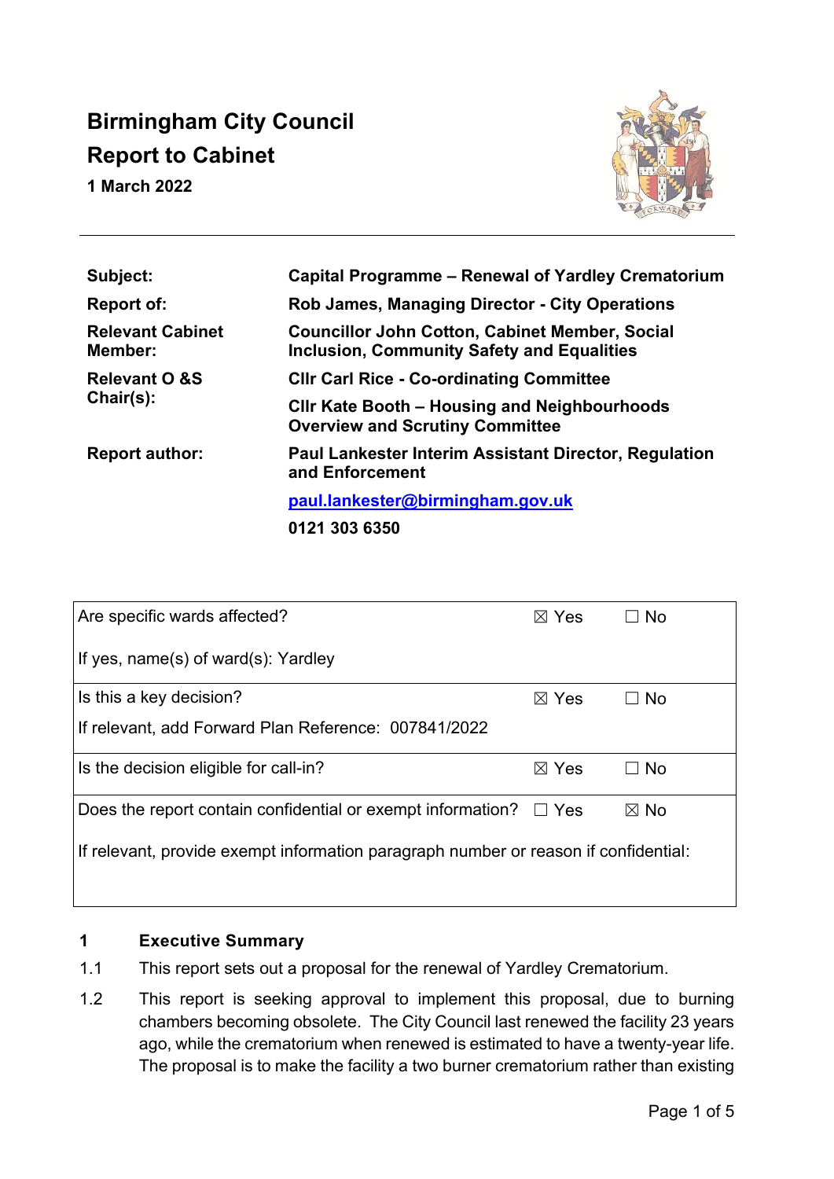# Birmingham City Council
## Report to Cabinet

**1 March 2022**

| | |
|---|---|
| **Subject:** | **Capital Programme – Renewal of Yardley Crematorium** |
| **Report of:** | **Rob James, Managing Director - City Operations** |
| **Relevant Cabinet Member:** | **Councillor John Cotton, Cabinet Member, Social Inclusion, Community Safety and Equalities** |
| **Relevant O &S Chair(s):** | **Cllr Carl Rice - Co-ordinating Committee** |
| | **Cllr Kate Booth – Housing and Neighbourhoods Overview and Scrutiny Committee** |
| **Report author:** | **Paul Lankester Interim Assistant Director, Regulation and Enforcement** |
| | **paul.lankester@birmingham.gov.uk** |
| | **0121 303 6350** |

| | | |
|---|---|---|
| Are specific wards affected? | ☒ Yes | ☐ No |
| If yes, name(s) of ward(s): Yardley | | |
| Is this a key decision? | ☒ Yes | ☐ No |
| If relevant, add Forward Plan Reference: 007841/2022 | | |
| Is the decision eligible for call-in? | ☒ Yes | ☐ No |
| Does the report contain confidential or exempt information? | ☐ Yes | ☒ No |
| If relevant, provide exempt information paragraph number or reason if confidential: | | |

## 1 Executive Summary

1.1 This report sets out a proposal for the renewal of Yardley Crematorium.

1.2 This report is seeking approval to implement this proposal, due to burning chambers becoming obsolete. The City Council last renewed the facility 23 years ago, while the crematorium when renewed is estimated to have a twenty-year life. The proposal is to make the facility a two burner crematorium rather than existing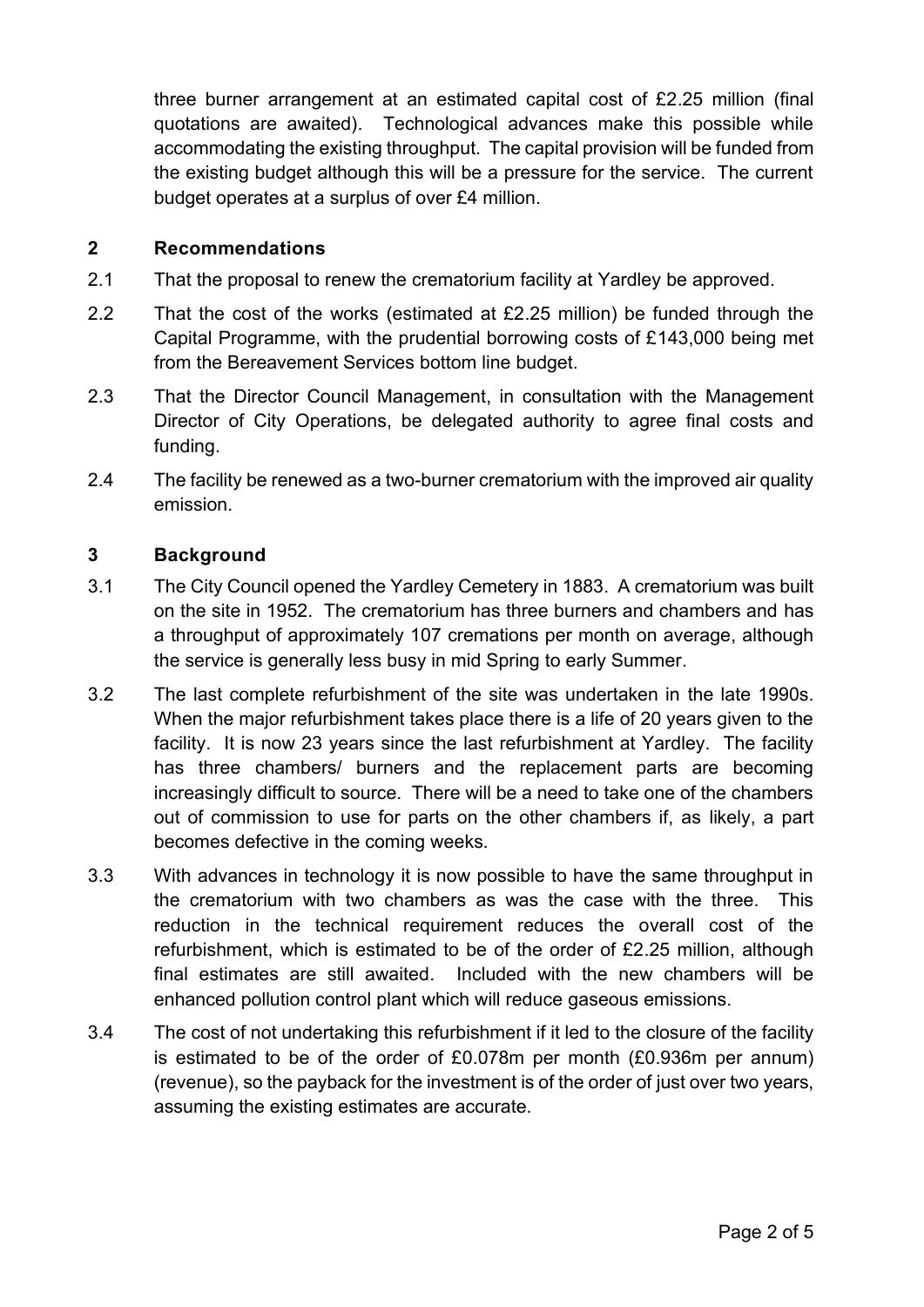three burner arrangement at an estimated capital cost of £2.25 million (final quotations are awaited). Technological advances make this possible while accommodating the existing throughput. The capital provision will be funded from the existing budget although this will be a pressure for the service. The current budget operates at a surplus of over £4 million.

## 2 Recommendations

2.1 That the proposal to renew the crematorium facility at Yardley be approved.

2.2 That the cost of the works (estimated at £2.25 million) be funded through the Capital Programme, with the prudential borrowing costs of £143,000 being met from the Bereavement Services bottom line budget.

2.3 That the Director Council Management, in consultation with the Management Director of City Operations, be delegated authority to agree final costs and funding.

2.4 The facility be renewed as a two-burner crematorium with the improved air quality emission.

## 3 Background

3.1 The City Council opened the Yardley Cemetery in 1883. A crematorium was built on the site in 1952. The crematorium has three burners and chambers and has a throughput of approximately 107 cremations per month on average, although the service is generally less busy in mid Spring to early Summer.

3.2 The last complete refurbishment of the site was undertaken in the late 1990s. When the major refurbishment takes place there is a life of 20 years given to the facility. It is now 23 years since the last refurbishment at Yardley. The facility has three chambers/ burners and the replacement parts are becoming increasingly difficult to source. There will be a need to take one of the chambers out of commission to use for parts on the other chambers if, as likely, a part becomes defective in the coming weeks.

3.3 With advances in technology it is now possible to have the same throughput in the crematorium with two chambers as was the case with the three. This reduction in the technical requirement reduces the overall cost of the refurbishment, which is estimated to be of the order of £2.25 million, although final estimates are still awaited. Included with the new chambers will be enhanced pollution control plant which will reduce gaseous emissions.

3.4 The cost of not undertaking this refurbishment if it led to the closure of the facility is estimated to be of the order of £0.078m per month (£0.936m per annum) (revenue), so the payback for the investment is of the order of just over two years, assuming the existing estimates are accurate.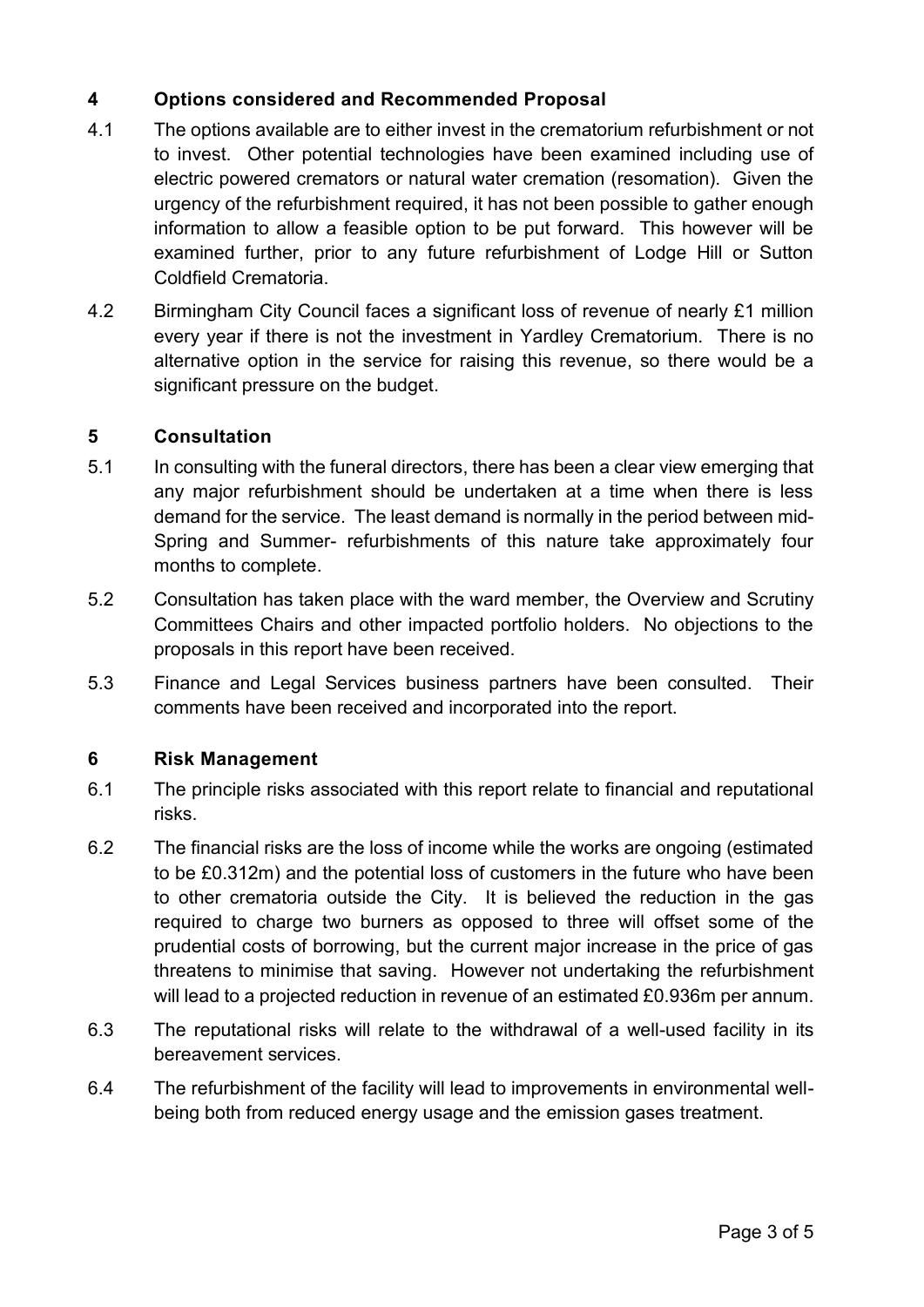## 4 Options considered and Recommended Proposal

4.1 The options available are to either invest in the crematorium refurbishment or not to invest. Other potential technologies have been examined including use of electric powered cremators or natural water cremation (resomation). Given the urgency of the refurbishment required, it has not been possible to gather enough information to allow a feasible option to be put forward. This however will be examined further, prior to any future refurbishment of Lodge Hill or Sutton Coldfield Crematoria.

4.2 Birmingham City Council faces a significant loss of revenue of nearly £1 million every year if there is not the investment in Yardley Crematorium. There is no alternative option in the service for raising this revenue, so there would be a significant pressure on the budget.

## 5 Consultation

5.1 In consulting with the funeral directors, there has been a clear view emerging that any major refurbishment should be undertaken at a time when there is less demand for the service. The least demand is normally in the period between mid-Spring and Summer- refurbishments of this nature take approximately four months to complete.

5.2 Consultation has taken place with the ward member, the Overview and Scrutiny Committees Chairs and other impacted portfolio holders. No objections to the proposals in this report have been received.

5.3 Finance and Legal Services business partners have been consulted. Their comments have been received and incorporated into the report.

## 6 Risk Management

6.1 The principle risks associated with this report relate to financial and reputational risks.

6.2 The financial risks are the loss of income while the works are ongoing (estimated to be £0.312m) and the potential loss of customers in the future who have been to other crematoria outside the City. It is believed the reduction in the gas required to charge two burners as opposed to three will offset some of the prudential costs of borrowing, but the current major increase in the price of gas threatens to minimise that saving. However not undertaking the refurbishment will lead to a projected reduction in revenue of an estimated £0.936m per annum.

6.3 The reputational risks will relate to the withdrawal of a well-used facility in its bereavement services.

6.4 The refurbishment of the facility will lead to improvements in environmental well-being both from reduced energy usage and the emission gases treatment.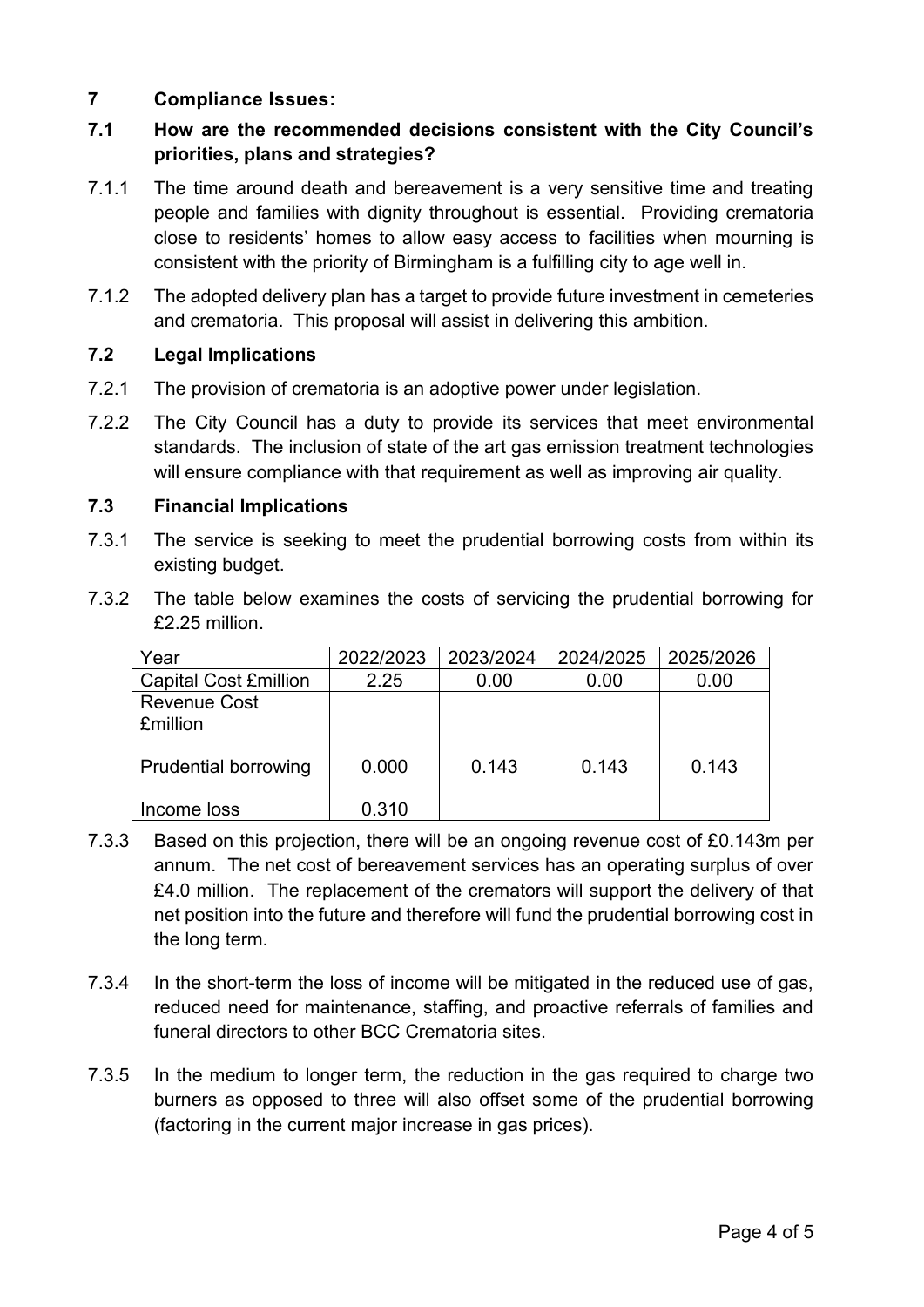## 7 Compliance Issues:

### 7.1 How are the recommended decisions consistent with the City Council's priorities, plans and strategies?

7.1.1 The time around death and bereavement is a very sensitive time and treating people and families with dignity throughout is essential. Providing crematoria close to residents' homes to allow easy access to facilities when mourning is consistent with the priority of Birmingham is a fulfilling city to age well in.

7.1.2 The adopted delivery plan has a target to provide future investment in cemeteries and crematoria. This proposal will assist in delivering this ambition.

### 7.2 Legal Implications

7.2.1 The provision of crematoria is an adoptive power under legislation.

7.2.2 The City Council has a duty to provide its services that meet environmental standards. The inclusion of state of the art gas emission treatment technologies will ensure compliance with that requirement as well as improving air quality.

### 7.3 Financial Implications

7.3.1 The service is seeking to meet the prudential borrowing costs from within its existing budget.

7.3.2 The table below examines the costs of servicing the prudential borrowing for £2.25 million.

| Year | 2022/2023 | 2023/2024 | 2024/2025 | 2025/2026 |
|---|---|---|---|---|
| Capital Cost £million | 2.25 | 0.00 | 0.00 | 0.00 |
| Revenue Cost £million | | | | |
| Prudential borrowing | 0.000 | 0.143 | 0.143 | 0.143 |
| Income loss | 0.310 | | | |

7.3.3 Based on this projection, there will be an ongoing revenue cost of £0.143m per annum. The net cost of bereavement services has an operating surplus of over £4.0 million. The replacement of the cremators will support the delivery of that net position into the future and therefore will fund the prudential borrowing cost in the long term.

7.3.4 In the short-term the loss of income will be mitigated in the reduced use of gas, reduced need for maintenance, staffing, and proactive referrals of families and funeral directors to other BCC Crematoria sites.

7.3.5 In the medium to longer term, the reduction in the gas required to charge two burners as opposed to three will also offset some of the prudential borrowing (factoring in the current major increase in gas prices).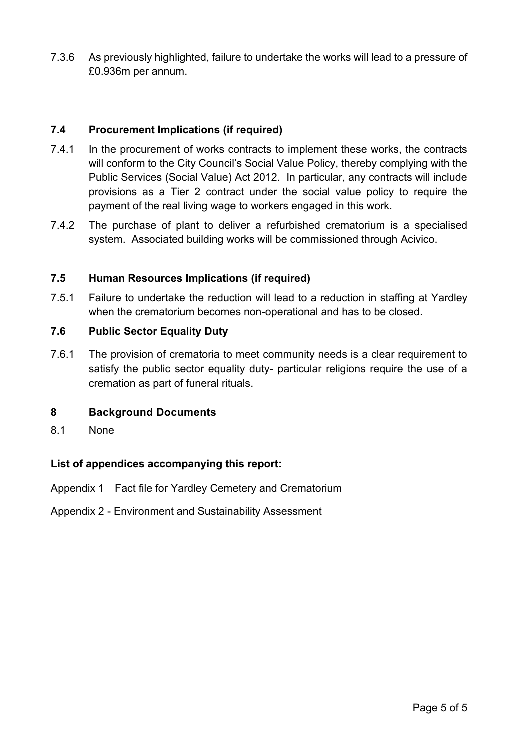7.3.6 As previously highlighted, failure to undertake the works will lead to a pressure of £0.936m per annum.

### 7.4 Procurement Implications (if required)

7.4.1 In the procurement of works contracts to implement these works, the contracts will conform to the City Council's Social Value Policy, thereby complying with the Public Services (Social Value) Act 2012. In particular, any contracts will include provisions as a Tier 2 contract under the social value policy to require the payment of the real living wage to workers engaged in this work.

7.4.2 The purchase of plant to deliver a refurbished crematorium is a specialised system. Associated building works will be commissioned through Acivico.

### 7.5 Human Resources Implications (if required)

7.5.1 Failure to undertake the reduction will lead to a reduction in staffing at Yardley when the crematorium becomes non-operational and has to be closed.

### 7.6 Public Sector Equality Duty

7.6.1 The provision of crematoria to meet community needs is a clear requirement to satisfy the public sector equality duty- particular religions require the use of a cremation as part of funeral rituals.

## 8 Background Documents

8.1 None

**List of appendices accompanying this report:**

Appendix 1 Fact file for Yardley Cemetery and Crematorium

Appendix 2 - Environment and Sustainability Assessment